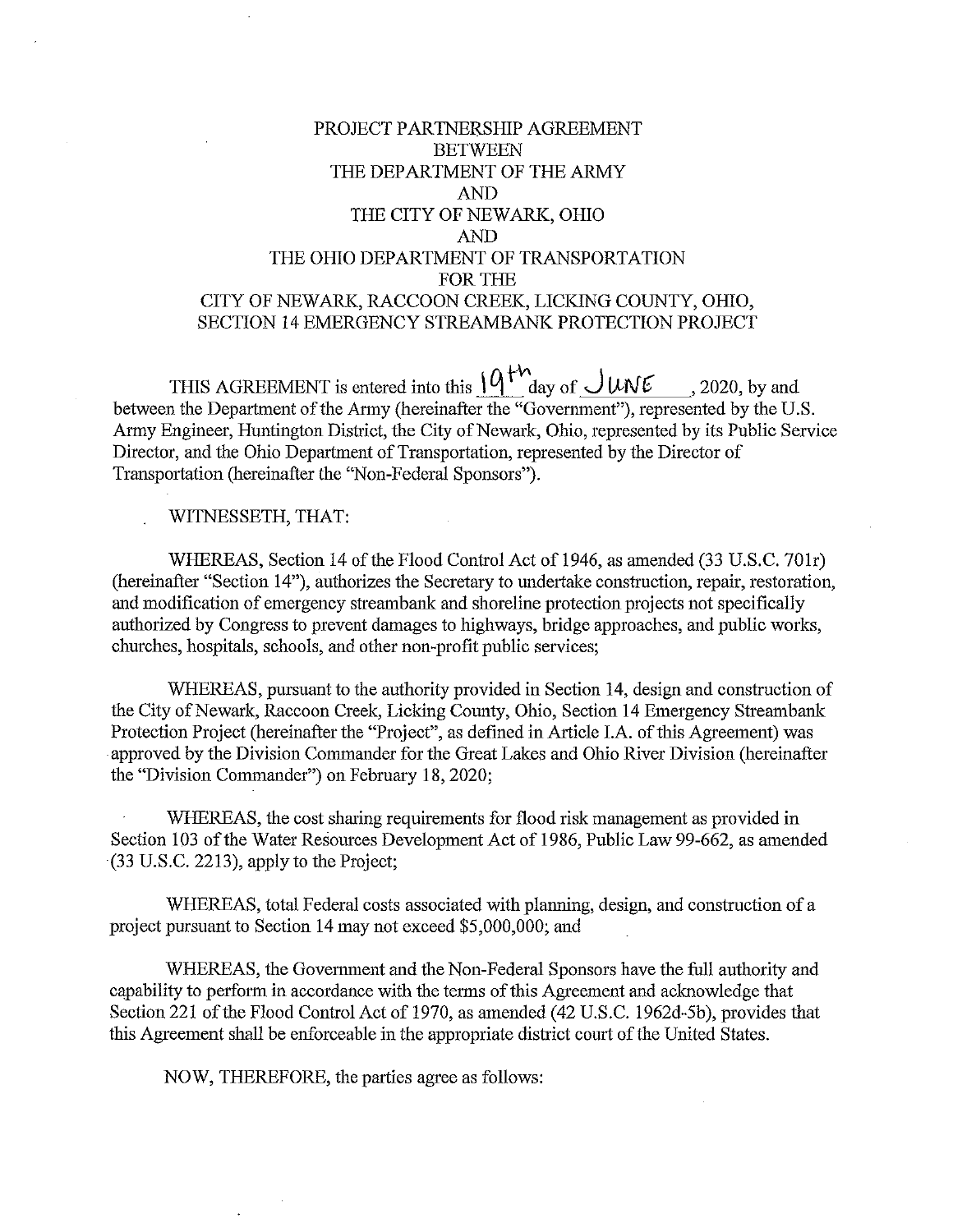# PROJECT PARTNERSHIP AGREEMENT BETWEEN THE DEPARTMENT OF THE ARMY AND THE CITY OF NEWARK, OHIO AND THE OHIO DEPARTMENT OF TRANSPORTATION FOR THE CITY OF NEWARK, RACCOON CREEK, LICKING COUNTY, OHIO, SECTION 14 EMERGENCY STREAMBANK PROTECTION PROJECT

THIS AGREEMENT is entered into this 19th day of JUNE, 2020, by and between the Department of the Army (hereinafter the "Government"), represented by the U.S. Army Engineer, Huntington District, the City of Newark, Ohio, represented by its Public Service Director, and the Ohio Department of Transportation, represented by the Director of Transportation (hereinafter the "Non-Federal Sponsors").

WITNESSETH, THAT:

WHEREAS, Section 14 of the Flood Control Act of 1946, as amended (33 U.S.C. 701r) (hereinafter "Section 14"), authorizes the Secretary to undertake construction, repair, restoration, and modification of emergency streambank and shoreline protection projects not specifically authorized by Congress to prevent damages to highways, bridge approaches, and public works, churches, hospitals, schools, and other non-profit public services;

WHEREAS, pursuant to the authority provided in Section 14, design and construction of the City of Newark, Raccoon Creek, Licking County, Ohio, Section 14 Emergency Streambank Protection Project (hereinafter the "Project", as defined in Article I.A. of this Agreement) was approved by the Division Commander for the Great Lakes and Ohio River Division (hereinafter the "Division Commander") on February 18, 2020;

WHEREAS, the cost sharing requirements for flood risk management as provided in Section 103 of the Water Resources Development Act of 1986, Public Law 99-662, as amended (33 U.S.C. 2213), apply to the Project;

WHEREAS, total Federal costs associated with planning, design, and construction of a project pursuant to Section 14 may not exceed $5,000,000; and

WHEREAS, the Government and the Non-Federal Sponsors have the full authority and capability to perform in accordance with the terms of this Agreement and acknowledge that Section 221 of the Flood Control Act of 1970, as amended (42 U.S.C. 1962d-5b), provides that this Agreement shall be enforceable in the appropriate district court of the United States.

NOW, THEREFORE, the parties agree as follows: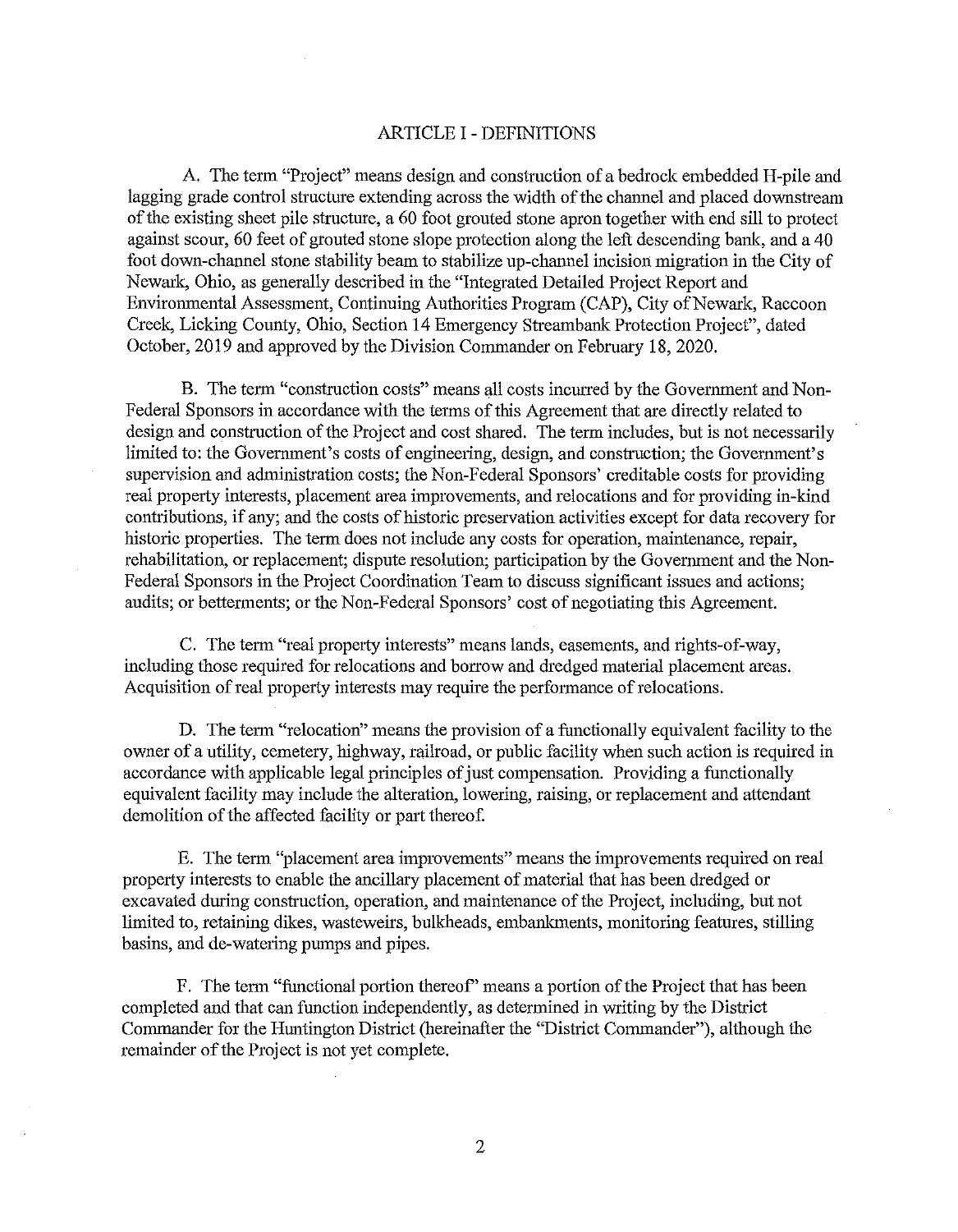## ARTICLE I - DEFINITIONS

A. The term "Project" means design and construction of a bedrock embedded H-pile and lagging grade control structure extending across the width of the channel and placed downstream of the existing sheet pile structure, a 60 foot grouted stone apron together with end sill to protect against scour, 60 feet of grouted stone slope protection along the left descending bank, and a 40 foot down-channel stone stability beam to stabilize up-channel incision migration in the City of Newark, Ohio, as generally described in the "Integrated Detailed Project Report and Environmental Assessment, Continuing Authorities Program (CAP), City of Newark, Raccoon Creek, Licking County, Ohio, Section 14 Emergency Streambank Protection Project", dated October, 2019 and approved by the Division Commander on February 18, 2020.

B. The term "construction costs" means all costs incurred by the Government and Non-Federal Sponsors in accordance with the terms of this Agreement that are directly related to design and construction of the Project and cost shared. The term includes, but is not necessarily limited to: the Government's costs of engineering, design, and construction; the Government's supervision and administration costs; the Non-Federal Sponsors' creditable costs for providing real property interests, placement area improvements, and relocations and for providing in-kind contributions, if any; and the costs of historic preservation activities except for data recovery for historic properties. The term does not include any costs for operation, maintenance, repair, rehabilitation, or replacement; dispute resolution; participation by the Government and the Non-Federal Sponsors in the Project Coordination Team to discuss significant issues and actions; audits; or betterments; or the Non-Federal Sponsors' cost of negotiating this Agreement.

C. The term "real property interests" means lands, easements, and rights-of-way, including those required for relocations and borrow and dredged material placement areas. Acquisition of real property interests may require the performance of relocations.

D. The term "relocation" means the provision of a functionally equivalent facility to the owner of a utility, cemetery, highway, railroad, or public facility when such action is required in accordance with applicable legal principles of just compensation. Providing a functionally equivalent facility may include the alteration, lowering, raising, or replacement and attendant demolition of the affected facility or part thereof.

E. The term "placement area improvements" means the improvements required on real property interests to enable the ancillary placement of material that has been dredged or excavated during construction, operation, and maintenance of the Project, including, but not limited to, retaining dikes, wasteweirs, bulkheads, embankments, monitoring features, stilling basins, and de-watering pumps and pipes.

F. The term "functional portion thereof" means a portion of the Project that has been completed and that can function independently, as determined in writing by the District Commander for the Huntington District (hereinafter the "District Commander"), although the remainder of the Project is not yet complete.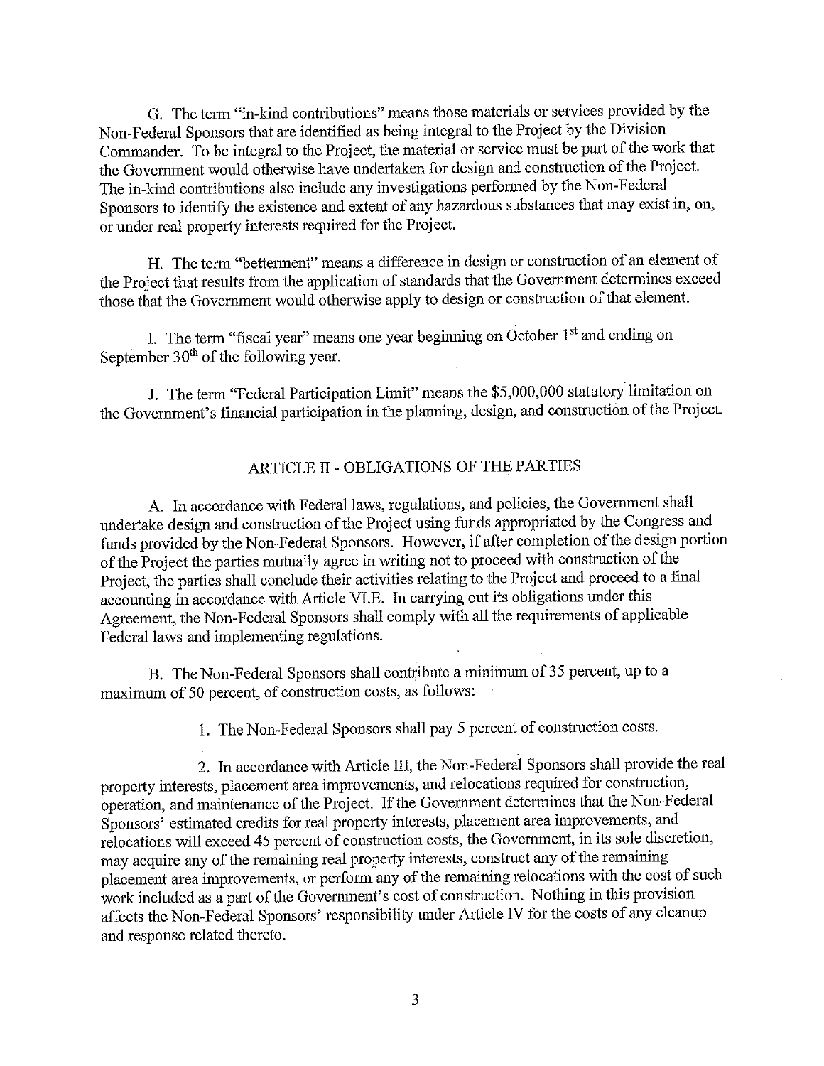G. The term "in-kind contributions" means those materials or services provided by the Non-Federal Sponsors that are identified as being integral to the Project by the Division Commander. To be integral to the Project, the material or service must be part of the work that the Government would otherwise have undertaken for design and construction of the Project. The in-kind contributions also include any investigations performed by the Non-Federal Sponsors to identify the existence and extent of any hazardous substances that may exist in, on, or under real property interests required for the Project.

H. The term "betterment" means a difference in design or construction of an element of the Project that results from the application of standards that the Government determines exceed those that the Government would otherwise apply to design or construction of that element.

I. The term "fiscal year" means one year beginning on October 1st and ending on September 30th of the following year.

J. The term "Federal Participation Limit" means the $5,000,000 statutory limitation on the Government's financial participation in the planning, design, and construction of the Project.

## ARTICLE II - OBLIGATIONS OF THE PARTIES

A. In accordance with Federal laws, regulations, and policies, the Government shall undertake design and construction of the Project using funds appropriated by the Congress and funds provided by the Non-Federal Sponsors. However, if after completion of the design portion of the Project the parties mutually agree in writing not to proceed with construction of the Project, the parties shall conclude their activities relating to the Project and proceed to a final accounting in accordance with Article VI.E. In carrying out its obligations under this Agreement, the Non-Federal Sponsors shall comply with all the requirements of applicable Federal laws and implementing regulations.

B. The Non-Federal Sponsors shall contribute a minimum of 35 percent, up to a maximum of 50 percent, of construction costs, as follows:

1. The Non-Federal Sponsors shall pay 5 percent of construction costs.

2. In accordance with Article III, the Non-Federal Sponsors shall provide the real property interests, placement area improvements, and relocations required for construction, operation, and maintenance of the Project. If the Government determines that the Non-Federal Sponsors' estimated credits for real property interests, placement area improvements, and relocations will exceed 45 percent of construction costs, the Government, in its sole discretion, may acquire any of the remaining real property interests, construct any of the remaining placement area improvements, or perform any of the remaining relocations with the cost of such work included as a part of the Government's cost of construction. Nothing in this provision affects the Non-Federal Sponsors' responsibility under Article IV for the costs of any cleanup and response related thereto.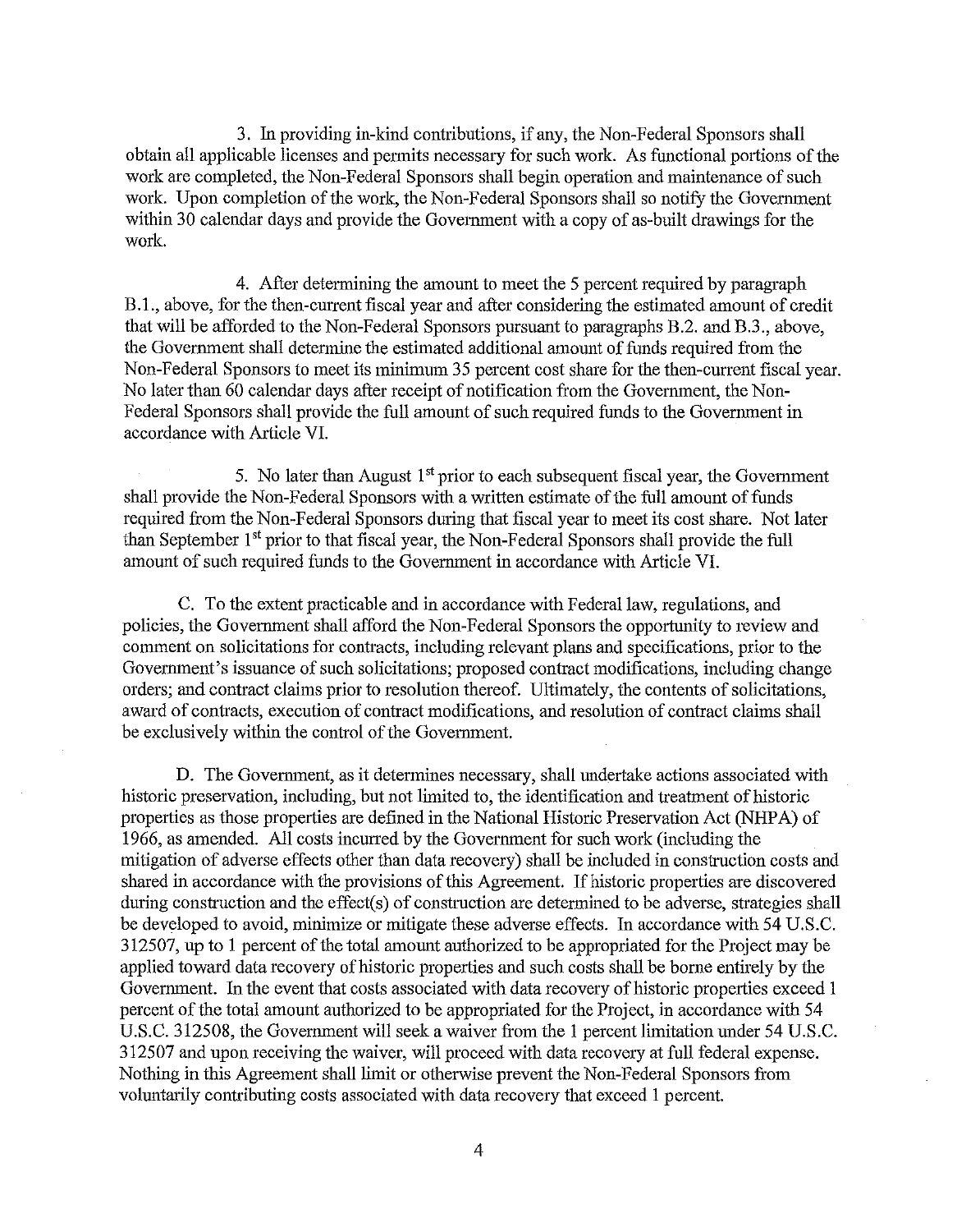3. In providing in-kind contributions, if any, the Non-Federal Sponsors shall obtain all applicable licenses and permits necessary for such work. As functional portions of the work are completed, the Non-Federal Sponsors shall begin operation and maintenance of such work. Upon completion of the work, the Non-Federal Sponsors shall so notify the Government within 30 calendar days and provide the Government with a copy of as-built drawings for the work.

4. After determining the amount to meet the 5 percent required by paragraph B.1., above, for the then-current fiscal year and after considering the estimated amount of credit that will be afforded to the Non-Federal Sponsors pursuant to paragraphs B.2. and B.3., above, the Government shall determine the estimated additional amount of funds required from the Non-Federal Sponsors to meet its minimum 35 percent cost share for the then-current fiscal year. No later than 60 calendar days after receipt of notification from the Government, the Non-Federal Sponsors shall provide the full amount of such required funds to the Government in accordance with Article VI.

5. No later than August 1st prior to each subsequent fiscal year, the Government shall provide the Non-Federal Sponsors with a written estimate of the full amount of funds required from the Non-Federal Sponsors during that fiscal year to meet its cost share. Not later than September 1st prior to that fiscal year, the Non-Federal Sponsors shall provide the full amount of such required funds to the Government in accordance with Article VI.

C. To the extent practicable and in accordance with Federal law, regulations, and policies, the Government shall afford the Non-Federal Sponsors the opportunity to review and comment on solicitations for contracts, including relevant plans and specifications, prior to the Government's issuance of such solicitations; proposed contract modifications, including change orders; and contract claims prior to resolution thereof. Ultimately, the contents of solicitations, award of contracts, execution of contract modifications, and resolution of contract claims shall be exclusively within the control of the Government.

D. The Government, as it determines necessary, shall undertake actions associated with historic preservation, including, but not limited to, the identification and treatment of historic properties as those properties are defined in the National Historic Preservation Act (NHPA) of 1966, as amended. All costs incurred by the Government for such work (including the mitigation of adverse effects other than data recovery) shall be included in construction costs and shared in accordance with the provisions of this Agreement. If historic properties are discovered during construction and the effect(s) of construction are determined to be adverse, strategies shall be developed to avoid, minimize or mitigate these adverse effects. In accordance with 54 U.S.C. 312507, up to 1 percent of the total amount authorized to be appropriated for the Project may be applied toward data recovery of historic properties and such costs shall be borne entirely by the Government. In the event that costs associated with data recovery of historic properties exceed 1 percent of the total amount authorized to be appropriated for the Project, in accordance with 54 U.S.C. 312508, the Government will seek a waiver from the 1 percent limitation under 54 U.S.C. 312507 and upon receiving the waiver, will proceed with data recovery at full federal expense. Nothing in this Agreement shall limit or otherwise prevent the Non-Federal Sponsors from voluntarily contributing costs associated with data recovery that exceed 1 percent.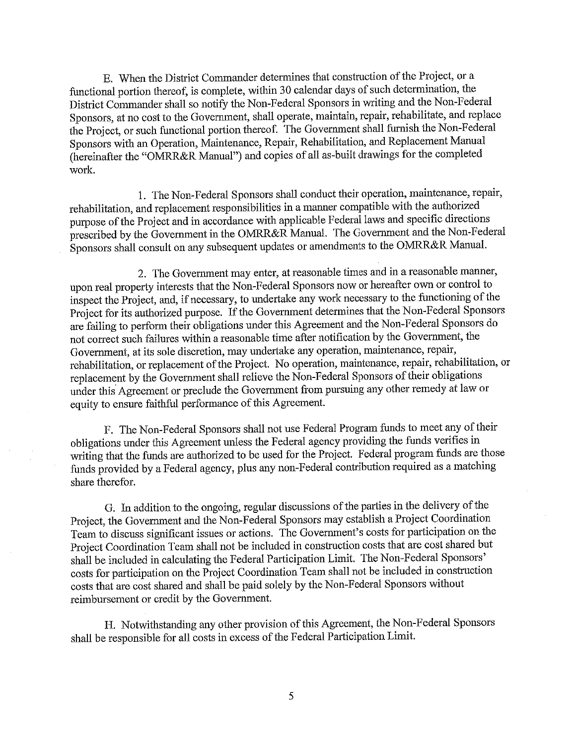E. When the District Commander determines that construction of the Project, or a functional portion thereof, is complete, within 30 calendar days of such determination, the District Commander shall so notify the Non-Federal Sponsors in writing and the Non-Federal Sponsors, at no cost to the Government, shall operate, maintain, repair, rehabilitate, and replace the Project, or such functional portion thereof. The Government shall furnish the Non-Federal Sponsors with an Operation, Maintenance, Repair, Rehabilitation, and Replacement Manual (hereinafter the "OMRR&R Manual") and copies of all as-built drawings for the completed work.

1. The Non-Federal Sponsors shall conduct their operation, maintenance, repair, rehabilitation, and replacement responsibilities in a manner compatible with the authorized purpose of the Project and in accordance with applicable Federal laws and specific directions prescribed by the Government in the OMRR&R Manual. The Government and the Non-Federal Sponsors shall consult on any subsequent updates or amendments to the OMRR&R Manual.

2. The Government may enter, at reasonable times and in a reasonable manner, upon real property interests that the Non-Federal Sponsors now or hereafter own or control to inspect the Project, and, if necessary, to undertake any work necessary to the functioning of the Project for its authorized purpose. If the Government determines that the Non-Federal Sponsors are failing to perform their obligations under this Agreement and the Non-Federal Sponsors do not correct such failures within a reasonable time after notification by the Government, the Government, at its sole discretion, may undertake any operation, maintenance, repair, rehabilitation, or replacement of the Project. No operation, maintenance, repair, rehabilitation, or replacement by the Government shall relieve the Non-Federal Sponsors of their obligations under this Agreement or preclude the Government from pursuing any other remedy at law or equity to ensure faithful performance of this Agreement.

F. The Non-Federal Sponsors shall not use Federal Program funds to meet any of their obligations under this Agreement unless the Federal agency providing the funds verifies in writing that the funds are authorized to be used for the Project. Federal program funds are those funds provided by a Federal agency, plus any non-Federal contribution required as a matching share therefor.

G. In addition to the ongoing, regular discussions of the parties in the delivery of the Project, the Government and the Non-Federal Sponsors may establish a Project Coordination Team to discuss significant issues or actions. The Government's costs for participation on the Project Coordination Team shall not be included in construction costs that are cost shared but shall be included in calculating the Federal Participation Limit. The Non-Federal Sponsors' costs for participation on the Project Coordination Team shall not be included in construction costs that are cost shared and shall be paid solely by the Non-Federal Sponsors without reimbursement or credit by the Government.

H. Notwithstanding any other provision of this Agreement, the Non-Federal Sponsors shall be responsible for all costs in excess of the Federal Participation Limit.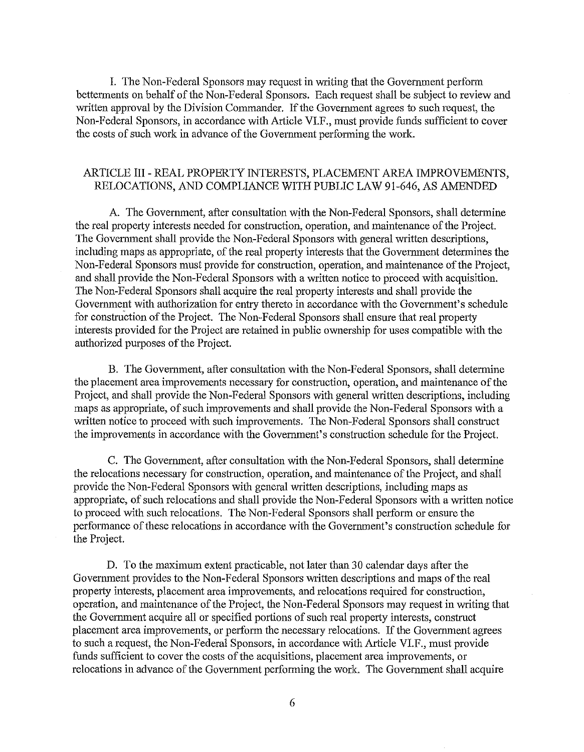I. The Non-Federal Sponsors may request in writing that the Government perform betterments on behalf of the Non-Federal Sponsors. Each request shall be subject to review and written approval by the Division Commander. If the Government agrees to such request, the Non-Federal Sponsors, in accordance with Article VI.F., must provide funds sufficient to cover the costs of such work in advance of the Government performing the work.

## ARTICLE III - REAL PROPERTY INTERESTS, PLACEMENT AREA IMPROVEMENTS, RELOCATIONS, AND COMPLIANCE WITH PUBLIC LAW 91-646, AS AMENDED

A. The Government, after consultation with the Non-Federal Sponsors, shall determine the real property interests needed for construction, operation, and maintenance of the Project. The Government shall provide the Non-Federal Sponsors with general written descriptions, including maps as appropriate, of the real property interests that the Government determines the Non-Federal Sponsors must provide for construction, operation, and maintenance of the Project, and shall provide the Non-Federal Sponsors with a written notice to proceed with acquisition. The Non-Federal Sponsors shall acquire the real property interests and shall provide the Government with authorization for entry thereto in accordance with the Government's schedule for construction of the Project. The Non-Federal Sponsors shall ensure that real property interests provided for the Project are retained in public ownership for uses compatible with the authorized purposes of the Project.

B. The Government, after consultation with the Non-Federal Sponsors, shall determine the placement area improvements necessary for construction, operation, and maintenance of the Project, and shall provide the Non-Federal Sponsors with general written descriptions, including maps as appropriate, of such improvements and shall provide the Non-Federal Sponsors with a written notice to proceed with such improvements. The Non-Federal Sponsors shall construct the improvements in accordance with the Government's construction schedule for the Project.

C. The Government, after consultation with the Non-Federal Sponsors, shall determine the relocations necessary for construction, operation, and maintenance of the Project, and shall provide the Non-Federal Sponsors with general written descriptions, including maps as appropriate, of such relocations and shall provide the Non-Federal Sponsors with a written notice to proceed with such relocations. The Non-Federal Sponsors shall perform or ensure the performance of these relocations in accordance with the Government's construction schedule for the Project.

D. To the maximum extent practicable, not later than 30 calendar days after the Government provides to the Non-Federal Sponsors written descriptions and maps of the real property interests, placement area improvements, and relocations required for construction, operation, and maintenance of the Project, the Non-Federal Sponsors may request in writing that the Government acquire all or specified portions of such real property interests, construct placement area improvements, or perform the necessary relocations. If the Government agrees to such a request, the Non-Federal Sponsors, in accordance with Article VI.F., must provide funds sufficient to cover the costs of the acquisitions, placement area improvements, or relocations in advance of the Government performing the work. The Government shall acquire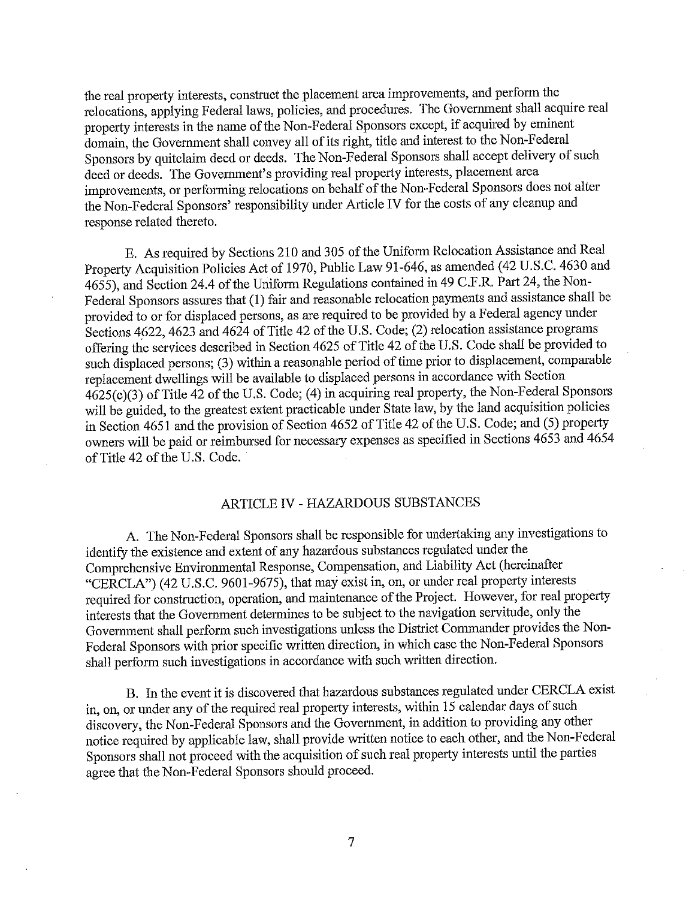the real property interests, construct the placement area improvements, and perform the relocations, applying Federal laws, policies, and procedures. The Government shall acquire real property interests in the name of the Non-Federal Sponsors except, if acquired by eminent domain, the Government shall convey all of its right, title and interest to the Non-Federal Sponsors by quitclaim deed or deeds. The Non-Federal Sponsors shall accept delivery of such deed or deeds. The Government's providing real property interests, placement area improvements, or performing relocations on behalf of the Non-Federal Sponsors does not alter the Non-Federal Sponsors' responsibility under Article IV for the costs of any cleanup and response related thereto.

E. As required by Sections 210 and 305 of the Uniform Relocation Assistance and Real Property Acquisition Policies Act of 1970, Public Law 91-646, as amended (42 U.S.C. 4630 and 4655), and Section 24.4 of the Uniform Regulations contained in 49 C.F.R. Part 24, the Non-Federal Sponsors assures that (1) fair and reasonable relocation payments and assistance shall be provided to or for displaced persons, as are required to be provided by a Federal agency under Sections 4622, 4623 and 4624 of Title 42 of the U.S. Code; (2) relocation assistance programs offering the services described in Section 4625 of Title 42 of the U.S. Code shall be provided to such displaced persons; (3) within a reasonable period of time prior to displacement, comparable replacement dwellings will be available to displaced persons in accordance with Section 4625(c)(3) of Title 42 of the U.S. Code; (4) in acquiring real property, the Non-Federal Sponsors will be guided, to the greatest extent practicable under State law, by the land acquisition policies in Section 4651 and the provision of Section 4652 of Title 42 of the U.S. Code; and (5) property owners will be paid or reimbursed for necessary expenses as specified in Sections 4653 and 4654 of Title 42 of the U.S. Code.

## ARTICLE IV - HAZARDOUS SUBSTANCES

A. The Non-Federal Sponsors shall be responsible for undertaking any investigations to identify the existence and extent of any hazardous substances regulated under the Comprehensive Environmental Response, Compensation, and Liability Act (hereinafter "CERCLA") (42 U.S.C. 9601-9675), that may exist in, on, or under real property interests required for construction, operation, and maintenance of the Project. However, for real property interests that the Government determines to be subject to the navigation servitude, only the Government shall perform such investigations unless the District Commander provides the Non-Federal Sponsors with prior specific written direction, in which case the Non-Federal Sponsors shall perform such investigations in accordance with such written direction.

B. In the event it is discovered that hazardous substances regulated under CERCLA exist in, on, or under any of the required real property interests, within 15 calendar days of such discovery, the Non-Federal Sponsors and the Government, in addition to providing any other notice required by applicable law, shall provide written notice to each other, and the Non-Federal Sponsors shall not proceed with the acquisition of such real property interests until the parties agree that the Non-Federal Sponsors should proceed.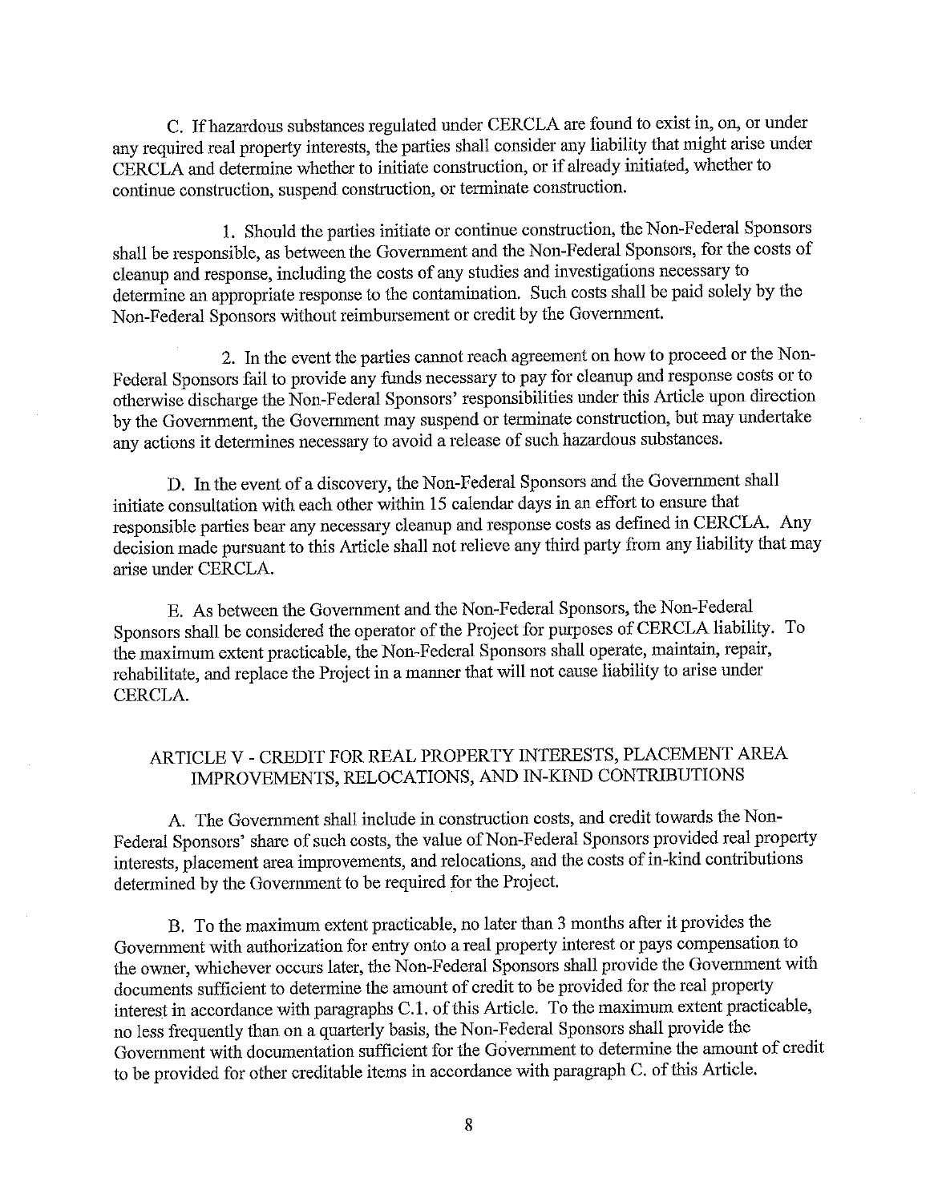C. If hazardous substances regulated under CERCLA are found to exist in, on, or under any required real property interests, the parties shall consider any liability that might arise under CERCLA and determine whether to initiate construction, or if already initiated, whether to continue construction, suspend construction, or terminate construction.

1. Should the parties initiate or continue construction, the Non-Federal Sponsors shall be responsible, as between the Government and the Non-Federal Sponsors, for the costs of cleanup and response, including the costs of any studies and investigations necessary to determine an appropriate response to the contamination. Such costs shall be paid solely by the Non-Federal Sponsors without reimbursement or credit by the Government.

2. In the event the parties cannot reach agreement on how to proceed or the Non-Federal Sponsors fail to provide any funds necessary to pay for cleanup and response costs or to otherwise discharge the Non-Federal Sponsors' responsibilities under this Article upon direction by the Government, the Government may suspend or terminate construction, but may undertake any actions it determines necessary to avoid a release of such hazardous substances.

D. In the event of a discovery, the Non-Federal Sponsors and the Government shall initiate consultation with each other within 15 calendar days in an effort to ensure that responsible parties bear any necessary cleanup and response costs as defined in CERCLA. Any decision made pursuant to this Article shall not relieve any third party from any liability that may arise under CERCLA.

E. As between the Government and the Non-Federal Sponsors, the Non-Federal Sponsors shall be considered the operator of the Project for purposes of CERCLA liability. To the maximum extent practicable, the Non-Federal Sponsors shall operate, maintain, repair, rehabilitate, and replace the Project in a manner that will not cause liability to arise under CERCLA.

## ARTICLE V - CREDIT FOR REAL PROPERTY INTERESTS, PLACEMENT AREA IMPROVEMENTS, RELOCATIONS, AND IN-KIND CONTRIBUTIONS

A. The Government shall include in construction costs, and credit towards the Non-Federal Sponsors' share of such costs, the value of Non-Federal Sponsors provided real property interests, placement area improvements, and relocations, and the costs of in-kind contributions determined by the Government to be required for the Project.

B. To the maximum extent practicable, no later than 3 months after it provides the Government with authorization for entry onto a real property interest or pays compensation to the owner, whichever occurs later, the Non-Federal Sponsors shall provide the Government with documents sufficient to determine the amount of credit to be provided for the real property interest in accordance with paragraphs C.1. of this Article. To the maximum extent practicable, no less frequently than on a quarterly basis, the Non-Federal Sponsors shall provide the Government with documentation sufficient for the Government to determine the amount of credit to be provided for other creditable items in accordance with paragraph C. of this Article.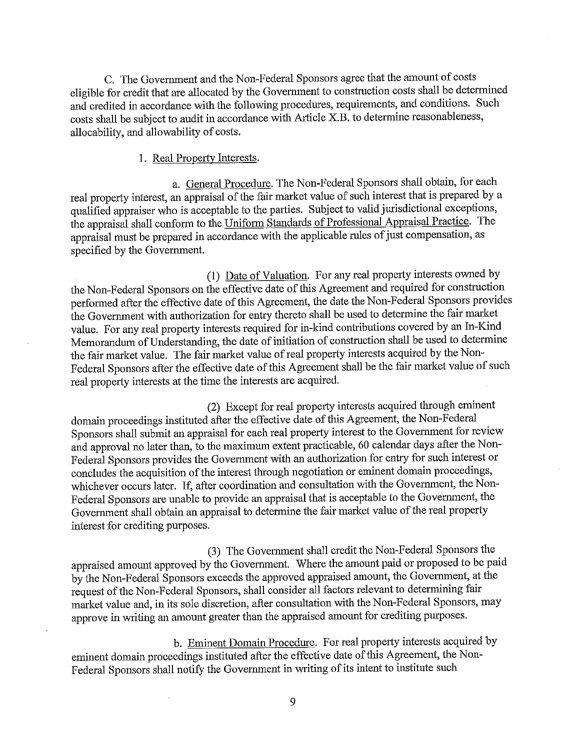C. The Government and the Non-Federal Sponsors agree that the amount of costs eligible for credit that are allocated by the Government to construction costs shall be determined and credited in accordance with the following procedures, requirements, and conditions. Such costs shall be subject to audit in accordance with Article X.B. to determine reasonableness, allocability, and allowability of costs.

1. Real Property Interests.

a. General Procedure. The Non-Federal Sponsors shall obtain, for each real property interest, an appraisal of the fair market value of such interest that is prepared by a qualified appraiser who is acceptable to the parties. Subject to valid jurisdictional exceptions, the appraisal shall conform to the Uniform Standards of Professional Appraisal Practice. The appraisal must be prepared in accordance with the applicable rules of just compensation, as specified by the Government.

(1) Date of Valuation. For any real property interests owned by the Non-Federal Sponsors on the effective date of this Agreement and required for construction performed after the effective date of this Agreement, the date the Non-Federal Sponsors provides the Government with authorization for entry thereto shall be used to determine the fair market value. For any real property interests required for in-kind contributions covered by an In-Kind Memorandum of Understanding, the date of initiation of construction shall be used to determine the fair market value. The fair market value of real property interests acquired by the Non-Federal Sponsors after the effective date of this Agreement shall be the fair market value of such real property interests at the time the interests are acquired.

(2) Except for real property interests acquired through eminent domain proceedings instituted after the effective date of this Agreement, the Non-Federal Sponsors shall submit an appraisal for each real property interest to the Government for review and approval no later than, to the maximum extent practicable, 60 calendar days after the Non-Federal Sponsors provides the Government with an authorization for entry for such interest or concludes the acquisition of the interest through negotiation or eminent domain proceedings, whichever occurs later. If, after coordination and consultation with the Government, the Non-Federal Sponsors are unable to provide an appraisal that is acceptable to the Government, the Government shall obtain an appraisal to determine the fair market value of the real property interest for crediting purposes.

(3) The Government shall credit the Non-Federal Sponsors the appraised amount approved by the Government. Where the amount paid or proposed to be paid by the Non-Federal Sponsors exceeds the approved appraised amount, the Government, at the request of the Non-Federal Sponsors, shall consider all factors relevant to determining fair market value and, in its sole discretion, after consultation with the Non-Federal Sponsors, may approve in writing an amount greater than the appraised amount for crediting purposes.

b. Eminent Domain Procedure. For real property interests acquired by eminent domain proceedings instituted after the effective date of this Agreement, the Non-Federal Sponsors shall notify the Government in writing of its intent to institute such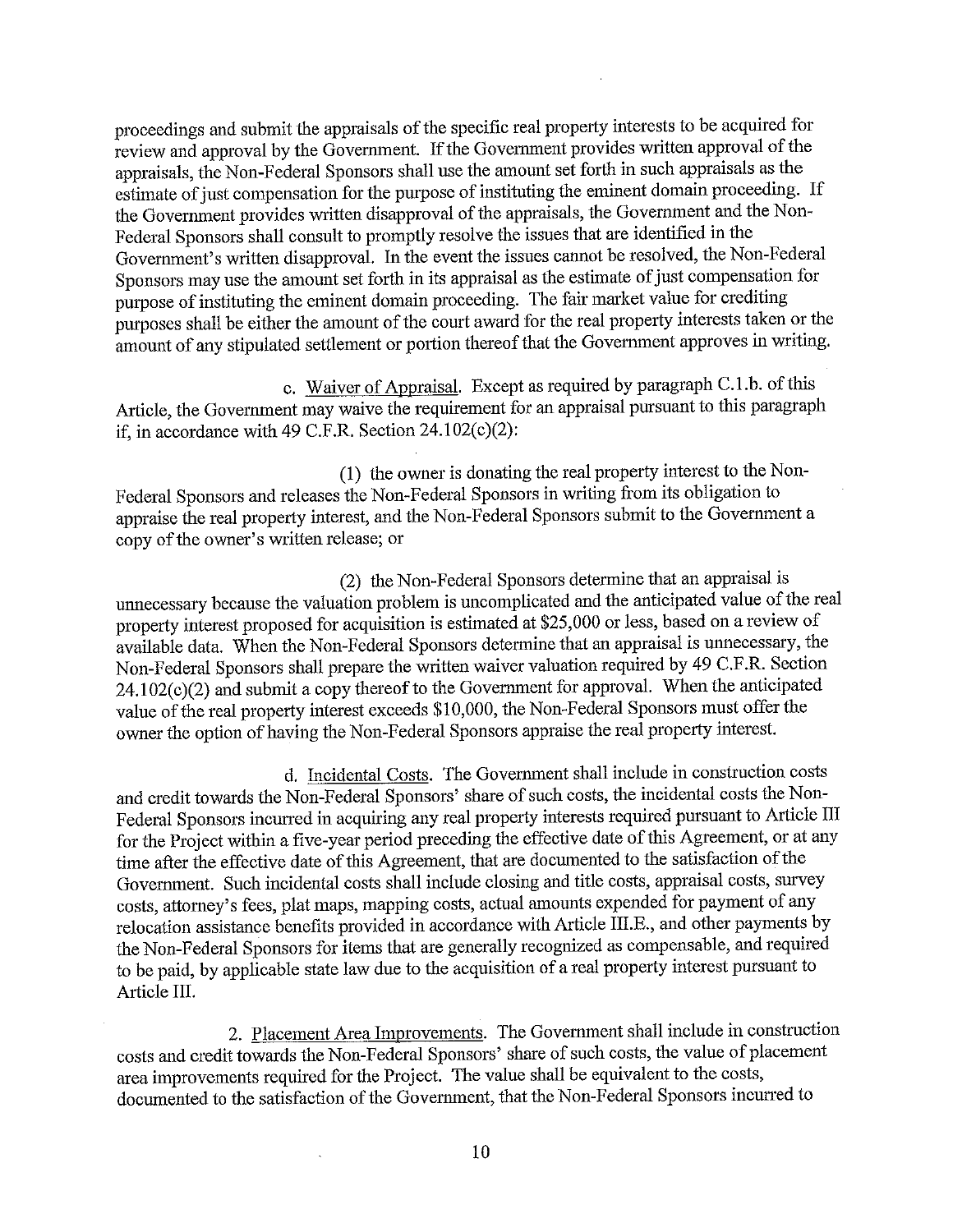proceedings and submit the appraisals of the specific real property interests to be acquired for review and approval by the Government. If the Government provides written approval of the appraisals, the Non-Federal Sponsors shall use the amount set forth in such appraisals as the estimate of just compensation for the purpose of instituting the eminent domain proceeding. If the Government provides written disapproval of the appraisals, the Government and the Non-Federal Sponsors shall consult to promptly resolve the issues that are identified in the Government's written disapproval. In the event the issues cannot be resolved, the Non-Federal Sponsors may use the amount set forth in its appraisal as the estimate of just compensation for purpose of instituting the eminent domain proceeding. The fair market value for crediting purposes shall be either the amount of the court award for the real property interests taken or the amount of any stipulated settlement or portion thereof that the Government approves in writing.

c. Waiver of Appraisal. Except as required by paragraph C.1.b. of this Article, the Government may waive the requirement for an appraisal pursuant to this paragraph if, in accordance with 49 C.F.R. Section 24.102(c)(2):

(1) the owner is donating the real property interest to the Non-Federal Sponsors and releases the Non-Federal Sponsors in writing from its obligation to appraise the real property interest, and the Non-Federal Sponsors submit to the Government a copy of the owner's written release; or

(2) the Non-Federal Sponsors determine that an appraisal is unnecessary because the valuation problem is uncomplicated and the anticipated value of the real property interest proposed for acquisition is estimated at $25,000 or less, based on a review of available data. When the Non-Federal Sponsors determine that an appraisal is unnecessary, the Non-Federal Sponsors shall prepare the written waiver valuation required by 49 C.F.R. Section 24.102(c)(2) and submit a copy thereof to the Government for approval. When the anticipated value of the real property interest exceeds $10,000, the Non-Federal Sponsors must offer the owner the option of having the Non-Federal Sponsors appraise the real property interest.

d. Incidental Costs. The Government shall include in construction costs and credit towards the Non-Federal Sponsors' share of such costs, the incidental costs the Non-Federal Sponsors incurred in acquiring any real property interests required pursuant to Article III for the Project within a five-year period preceding the effective date of this Agreement, or at any time after the effective date of this Agreement, that are documented to the satisfaction of the Government. Such incidental costs shall include closing and title costs, appraisal costs, survey costs, attorney's fees, plat maps, mapping costs, actual amounts expended for payment of any relocation assistance benefits provided in accordance with Article III.E., and other payments by the Non-Federal Sponsors for items that are generally recognized as compensable, and required to be paid, by applicable state law due to the acquisition of a real property interest pursuant to Article III.

2. Placement Area Improvements. The Government shall include in construction costs and credit towards the Non-Federal Sponsors' share of such costs, the value of placement area improvements required for the Project. The value shall be equivalent to the costs, documented to the satisfaction of the Government, that the Non-Federal Sponsors incurred to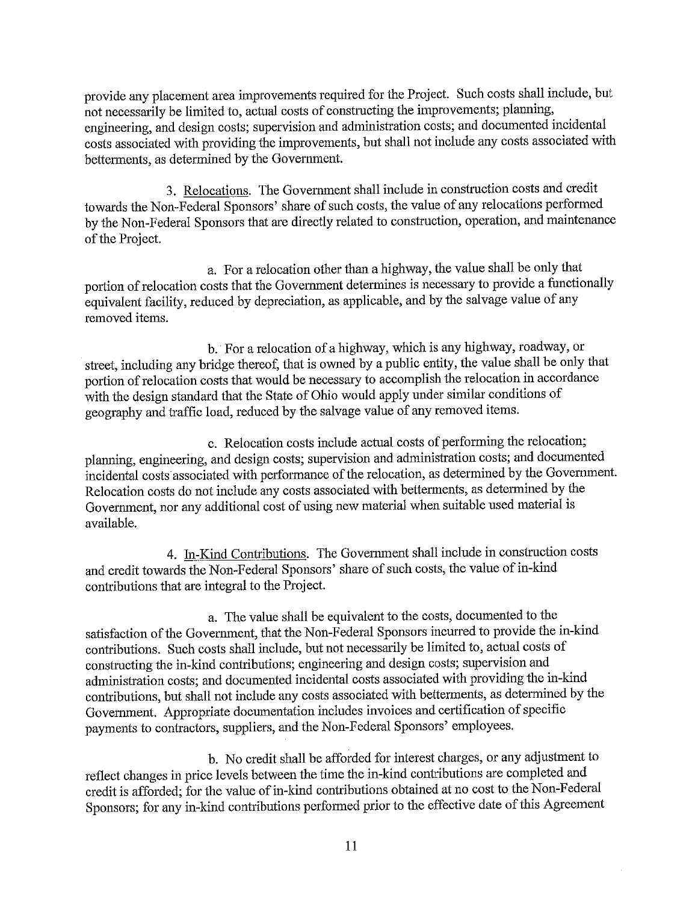provide any placement area improvements required for the Project. Such costs shall include, but not necessarily be limited to, actual costs of constructing the improvements; planning, engineering, and design costs; supervision and administration costs; and documented incidental costs associated with providing the improvements, but shall not include any costs associated with betterments, as determined by the Government.

3. Relocations. The Government shall include in construction costs and credit towards the Non-Federal Sponsors' share of such costs, the value of any relocations performed by the Non-Federal Sponsors that are directly related to construction, operation, and maintenance of the Project.

a. For a relocation other than a highway, the value shall be only that portion of relocation costs that the Government determines is necessary to provide a functionally equivalent facility, reduced by depreciation, as applicable, and by the salvage value of any removed items.

b. For a relocation of a highway, which is any highway, roadway, or street, including any bridge thereof, that is owned by a public entity, the value shall be only that portion of relocation costs that would be necessary to accomplish the relocation in accordance with the design standard that the State of Ohio would apply under similar conditions of geography and traffic load, reduced by the salvage value of any removed items.

c. Relocation costs include actual costs of performing the relocation; planning, engineering, and design costs; supervision and administration costs; and documented incidental costs associated with performance of the relocation, as determined by the Government. Relocation costs do not include any costs associated with betterments, as determined by the Government, nor any additional cost of using new material when suitable used material is available.

4. In-Kind Contributions. The Government shall include in construction costs and credit towards the Non-Federal Sponsors' share of such costs, the value of in-kind contributions that are integral to the Project.

a. The value shall be equivalent to the costs, documented to the satisfaction of the Government, that the Non-Federal Sponsors incurred to provide the in-kind contributions. Such costs shall include, but not necessarily be limited to, actual costs of constructing the in-kind contributions; engineering and design costs; supervision and administration costs; and documented incidental costs associated with providing the in-kind contributions, but shall not include any costs associated with betterments, as determined by the Government. Appropriate documentation includes invoices and certification of specific payments to contractors, suppliers, and the Non-Federal Sponsors' employees.

b. No credit shall be afforded for interest charges, or any adjustment to reflect changes in price levels between the time the in-kind contributions are completed and credit is afforded; for the value of in-kind contributions obtained at no cost to the Non-Federal Sponsors; for any in-kind contributions performed prior to the effective date of this Agreement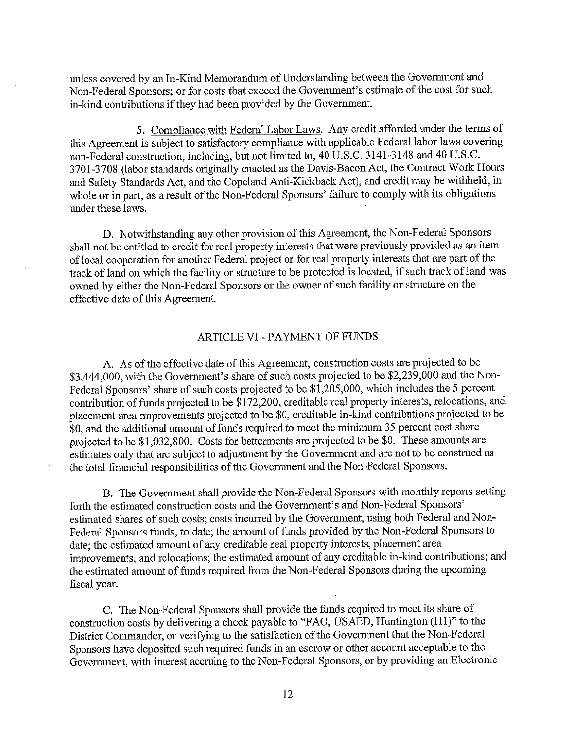unless covered by an In-Kind Memorandum of Understanding between the Government and Non-Federal Sponsors; or for costs that exceed the Government's estimate of the cost for such in-kind contributions if they had been provided by the Government.

5. Compliance with Federal Labor Laws. Any credit afforded under the terms of this Agreement is subject to satisfactory compliance with applicable Federal labor laws covering non-Federal construction, including, but not limited to, 40 U.S.C. 3141-3148 and 40 U.S.C. 3701-3708 (labor standards originally enacted as the Davis-Bacon Act, the Contract Work Hours and Safety Standards Act, and the Copeland Anti-Kickback Act), and credit may be withheld, in whole or in part, as a result of the Non-Federal Sponsors' failure to comply with its obligations under these laws.

D. Notwithstanding any other provision of this Agreement, the Non-Federal Sponsors shall not be entitled to credit for real property interests that were previously provided as an item of local cooperation for another Federal project or for real property interests that are part of the track of land on which the facility or structure to be protected is located, if such track of land was owned by either the Non-Federal Sponsors or the owner of such facility or structure on the effective date of this Agreement.

## ARTICLE VI - PAYMENT OF FUNDS

A. As of the effective date of this Agreement, construction costs are projected to be $3,444,000, with the Government's share of such costs projected to be $2,239,000 and the Non-Federal Sponsors' share of such costs projected to be $1,205,000, which includes the 5 percent contribution of funds projected to be $172,200, creditable real property interests, relocations, and placement area improvements projected to be $0, creditable in-kind contributions projected to be $0, and the additional amount of funds required to meet the minimum 35 percent cost share projected to be $1,032,800. Costs for betterments are projected to be $0. These amounts are estimates only that are subject to adjustment by the Government and are not to be construed as the total financial responsibilities of the Government and the Non-Federal Sponsors.

B. The Government shall provide the Non-Federal Sponsors with monthly reports setting forth the estimated construction costs and the Government's and Non-Federal Sponsors' estimated shares of such costs; costs incurred by the Government, using both Federal and Non-Federal Sponsors funds, to date; the amount of funds provided by the Non-Federal Sponsors to date; the estimated amount of any creditable real property interests, placement area improvements, and relocations; the estimated amount of any creditable in-kind contributions; and the estimated amount of funds required from the Non-Federal Sponsors during the upcoming fiscal year.

C. The Non-Federal Sponsors shall provide the funds required to meet its share of construction costs by delivering a check payable to "FAO, USAED, Huntington (H1)" to the District Commander, or verifying to the satisfaction of the Government that the Non-Federal Sponsors have deposited such required funds in an escrow or other account acceptable to the Government, with interest accruing to the Non-Federal Sponsors, or by providing an Electronic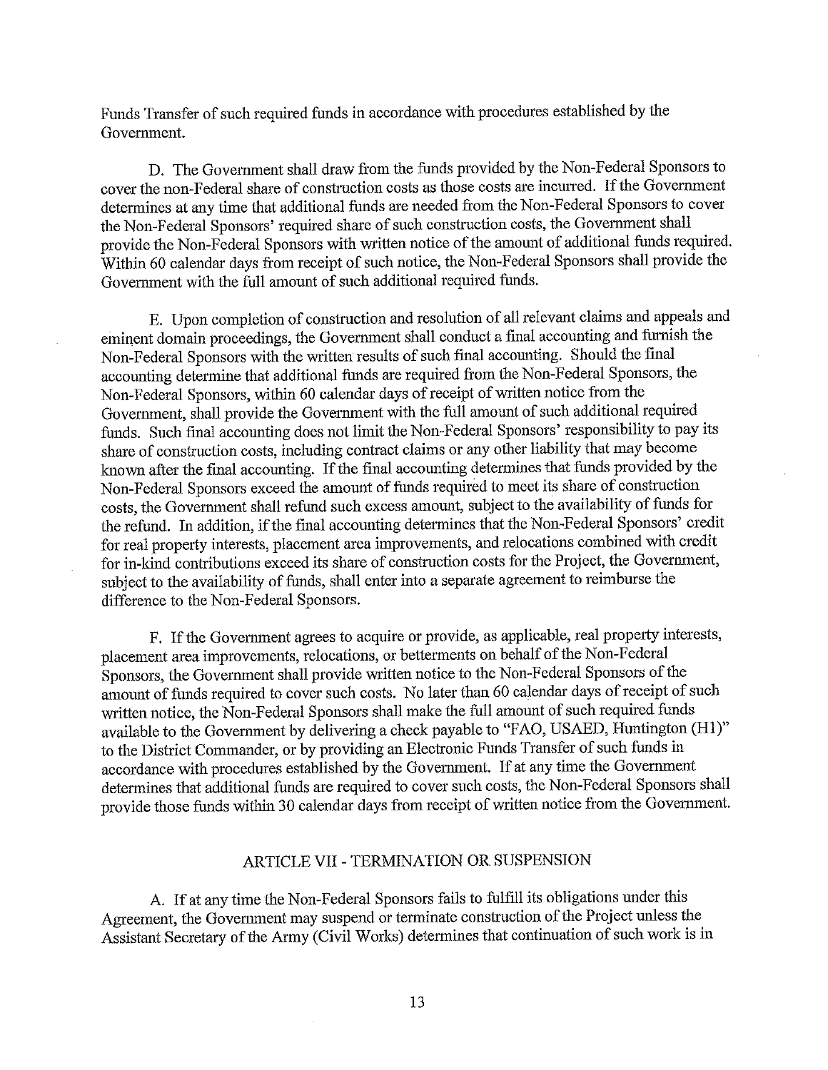Funds Transfer of such required funds in accordance with procedures established by the Government.

D. The Government shall draw from the funds provided by the Non-Federal Sponsors to cover the non-Federal share of construction costs as those costs are incurred. If the Government determines at any time that additional funds are needed from the Non-Federal Sponsors to cover the Non-Federal Sponsors' required share of such construction costs, the Government shall provide the Non-Federal Sponsors with written notice of the amount of additional funds required. Within 60 calendar days from receipt of such notice, the Non-Federal Sponsors shall provide the Government with the full amount of such additional required funds.

E. Upon completion of construction and resolution of all relevant claims and appeals and eminent domain proceedings, the Government shall conduct a final accounting and furnish the Non-Federal Sponsors with the written results of such final accounting. Should the final accounting determine that additional funds are required from the Non-Federal Sponsors, the Non-Federal Sponsors, within 60 calendar days of receipt of written notice from the Government, shall provide the Government with the full amount of such additional required funds. Such final accounting does not limit the Non-Federal Sponsors' responsibility to pay its share of construction costs, including contract claims or any other liability that may become known after the final accounting. If the final accounting determines that funds provided by the Non-Federal Sponsors exceed the amount of funds required to meet its share of construction costs, the Government shall refund such excess amount, subject to the availability of funds for the refund. In addition, if the final accounting determines that the Non-Federal Sponsors' credit for real property interests, placement area improvements, and relocations combined with credit for in-kind contributions exceed its share of construction costs for the Project, the Government, subject to the availability of funds, shall enter into a separate agreement to reimburse the difference to the Non-Federal Sponsors.

F. If the Government agrees to acquire or provide, as applicable, real property interests, placement area improvements, relocations, or betterments on behalf of the Non-Federal Sponsors, the Government shall provide written notice to the Non-Federal Sponsors of the amount of funds required to cover such costs. No later than 60 calendar days of receipt of such written notice, the Non-Federal Sponsors shall make the full amount of such required funds available to the Government by delivering a check payable to "FAO, USAED, Huntington (H1)" to the District Commander, or by providing an Electronic Funds Transfer of such funds in accordance with procedures established by the Government. If at any time the Government determines that additional funds are required to cover such costs, the Non-Federal Sponsors shall provide those funds within 30 calendar days from receipt of written notice from the Government.

## ARTICLE VII - TERMINATION OR SUSPENSION

A. If at any time the Non-Federal Sponsors fails to fulfill its obligations under this Agreement, the Government may suspend or terminate construction of the Project unless the Assistant Secretary of the Army (Civil Works) determines that continuation of such work is in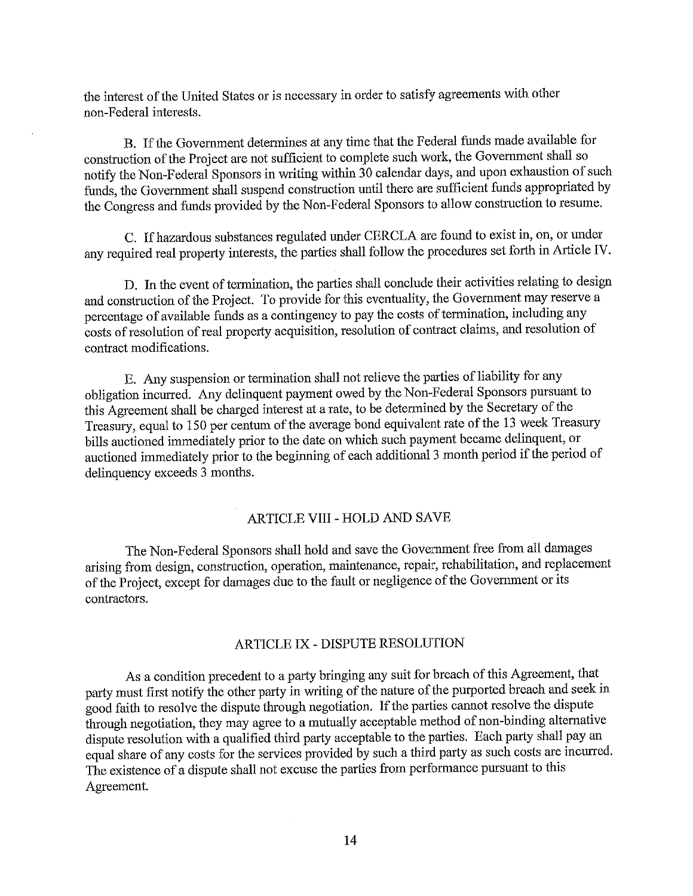the interest of the United States or is necessary in order to satisfy agreements with other non-Federal interests.

B. If the Government determines at any time that the Federal funds made available for construction of the Project are not sufficient to complete such work, the Government shall so notify the Non-Federal Sponsors in writing within 30 calendar days, and upon exhaustion of such funds, the Government shall suspend construction until there are sufficient funds appropriated by the Congress and funds provided by the Non-Federal Sponsors to allow construction to resume.

C. If hazardous substances regulated under CERCLA are found to exist in, on, or under any required real property interests, the parties shall follow the procedures set forth in Article IV.

D. In the event of termination, the parties shall conclude their activities relating to design and construction of the Project. To provide for this eventuality, the Government may reserve a percentage of available funds as a contingency to pay the costs of termination, including any costs of resolution of real property acquisition, resolution of contract claims, and resolution of contract modifications.

E. Any suspension or termination shall not relieve the parties of liability for any obligation incurred. Any delinquent payment owed by the Non-Federal Sponsors pursuant to this Agreement shall be charged interest at a rate, to be determined by the Secretary of the Treasury, equal to 150 per centum of the average bond equivalent rate of the 13 week Treasury bills auctioned immediately prior to the date on which such payment became delinquent, or auctioned immediately prior to the beginning of each additional 3 month period if the period of delinquency exceeds 3 months.

## ARTICLE VIII - HOLD AND SAVE

The Non-Federal Sponsors shall hold and save the Government free from all damages arising from design, construction, operation, maintenance, repair, rehabilitation, and replacement of the Project, except for damages due to the fault or negligence of the Government or its contractors.

## ARTICLE IX - DISPUTE RESOLUTION

As a condition precedent to a party bringing any suit for breach of this Agreement, that party must first notify the other party in writing of the nature of the purported breach and seek in good faith to resolve the dispute through negotiation. If the parties cannot resolve the dispute through negotiation, they may agree to a mutually acceptable method of non-binding alternative dispute resolution with a qualified third party acceptable to the parties. Each party shall pay an equal share of any costs for the services provided by such a third party as such costs are incurred. The existence of a dispute shall not excuse the parties from performance pursuant to this Agreement.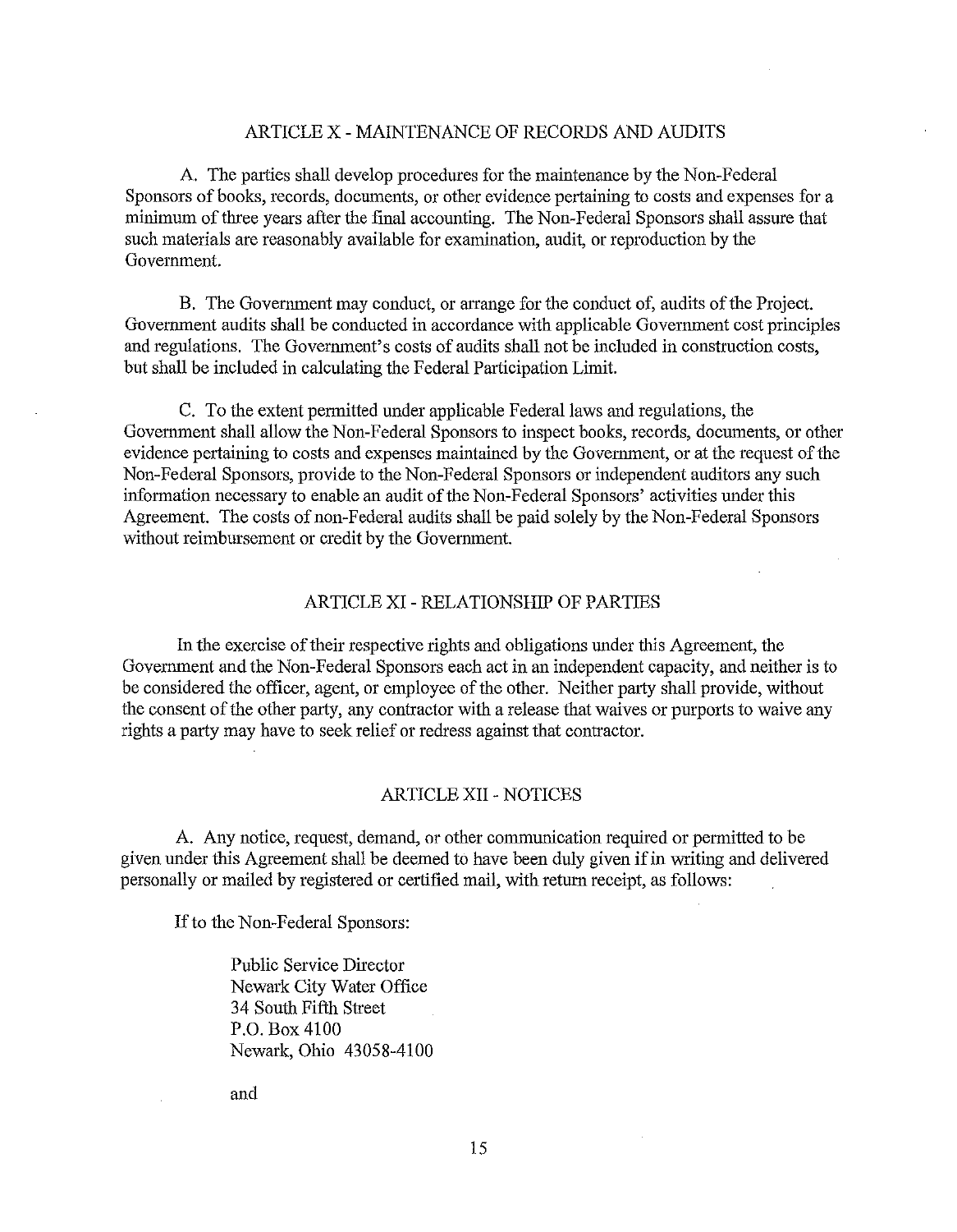## ARTICLE X - MAINTENANCE OF RECORDS AND AUDITS

A. The parties shall develop procedures for the maintenance by the Non-Federal Sponsors of books, records, documents, or other evidence pertaining to costs and expenses for a minimum of three years after the final accounting. The Non-Federal Sponsors shall assure that such materials are reasonably available for examination, audit, or reproduction by the Government.

B. The Government may conduct, or arrange for the conduct of, audits of the Project. Government audits shall be conducted in accordance with applicable Government cost principles and regulations. The Government's costs of audits shall not be included in construction costs, but shall be included in calculating the Federal Participation Limit.

C. To the extent permitted under applicable Federal laws and regulations, the Government shall allow the Non-Federal Sponsors to inspect books, records, documents, or other evidence pertaining to costs and expenses maintained by the Government, or at the request of the Non-Federal Sponsors, provide to the Non-Federal Sponsors or independent auditors any such information necessary to enable an audit of the Non-Federal Sponsors' activities under this Agreement. The costs of non-Federal audits shall be paid solely by the Non-Federal Sponsors without reimbursement or credit by the Government.

## ARTICLE XI - RELATIONSHIP OF PARTIES

In the exercise of their respective rights and obligations under this Agreement, the Government and the Non-Federal Sponsors each act in an independent capacity, and neither is to be considered the officer, agent, or employee of the other. Neither party shall provide, without the consent of the other party, any contractor with a release that waives or purports to waive any rights a party may have to seek relief or redress against that contractor.

## ARTICLE XII - NOTICES

A. Any notice, request, demand, or other communication required or permitted to be given under this Agreement shall be deemed to have been duly given if in writing and delivered personally or mailed by registered or certified mail, with return receipt, as follows:

If to the Non-Federal Sponsors:

> Public Service Director
> Newark City Water Office
> 34 South Fifth Street
> P.O. Box 4100
> Newark, Ohio 43058-4100
>
> and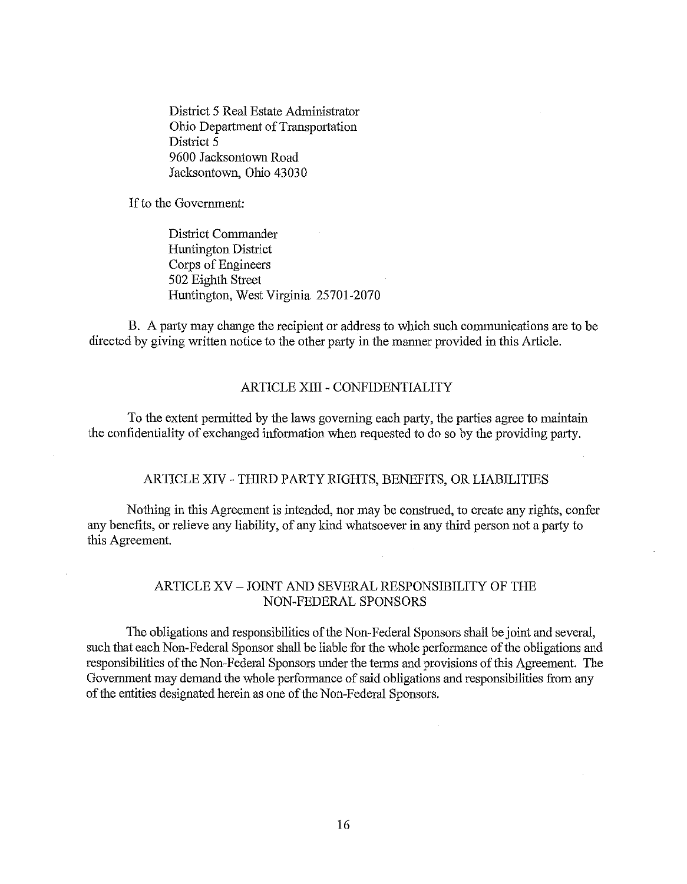District 5 Real Estate Administrator
Ohio Department of Transportation
District 5
9600 Jacksontown Road
Jacksontown, Ohio 43030

If to the Government:

District Commander
Huntington District
Corps of Engineers
502 Eighth Street
Huntington, West Virginia 25701-2070

B. A party may change the recipient or address to which such communications are to be directed by giving written notice to the other party in the manner provided in this Article.

## ARTICLE XIII - CONFIDENTIALITY

To the extent permitted by the laws governing each party, the parties agree to maintain the confidentiality of exchanged information when requested to do so by the providing party.

## ARTICLE XIV - THIRD PARTY RIGHTS, BENEFITS, OR LIABILITIES

Nothing in this Agreement is intended, nor may be construed, to create any rights, confer any benefits, or relieve any liability, of any kind whatsoever in any third person not a party to this Agreement.

## ARTICLE XV – JOINT AND SEVERAL RESPONSIBILITY OF THE NON-FEDERAL SPONSORS

The obligations and responsibilities of the Non-Federal Sponsors shall be joint and several, such that each Non-Federal Sponsor shall be liable for the whole performance of the obligations and responsibilities of the Non-Federal Sponsors under the terms and provisions of this Agreement. The Government may demand the whole performance of said obligations and responsibilities from any of the entities designated herein as one of the Non-Federal Sponsors.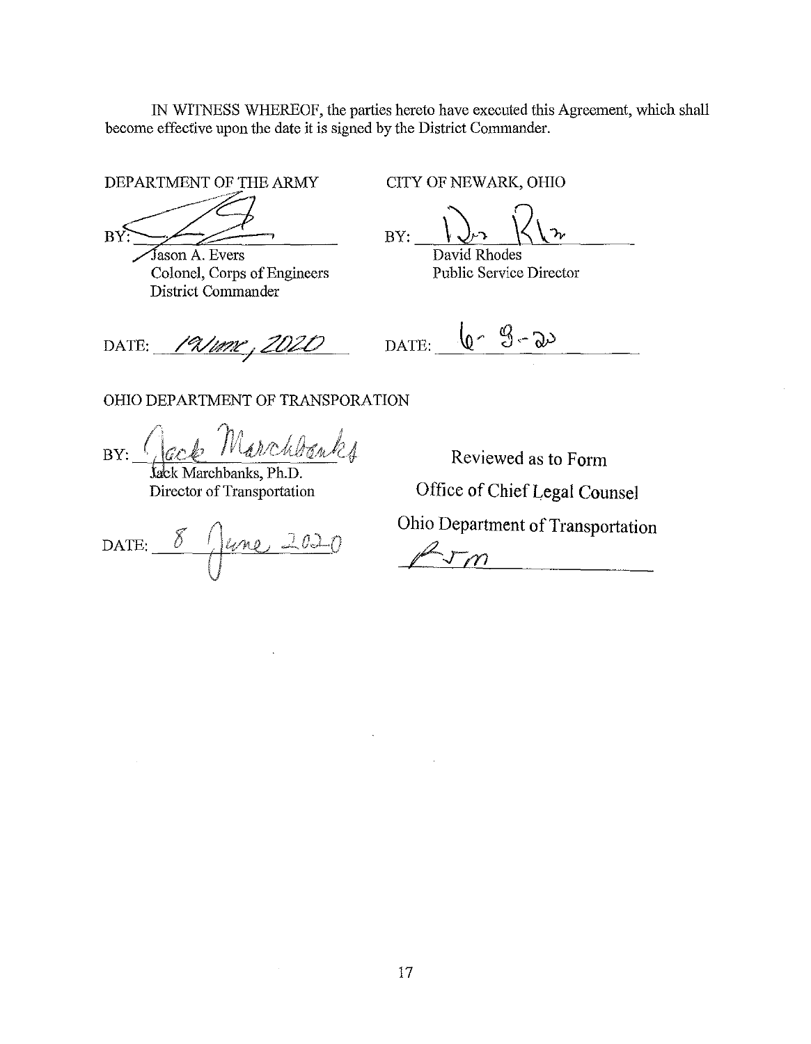IN WITNESS WHEREOF, the parties hereto have executed this Agreement, which shall become effective upon the date it is signed by the District Commander.

DEPARTMENT OF THE ARMY

BY: ______________________
Jason A. Evers
Colonel, Corps of Engineers
District Commander

DATE: 19 June, 2020

CITY OF NEWARK, OHIO

BY: ______________________
David Rhodes
Public Service Director

DATE: 6-8-20

OHIO DEPARTMENT OF TRANSPORATION

BY: ______________________
Jack Marchbanks, Ph.D.
Director of Transportation

DATE: 8 June 2020

Reviewed as to Form
Office of Chief Legal Counsel
Ohio Department of Transportation
______________________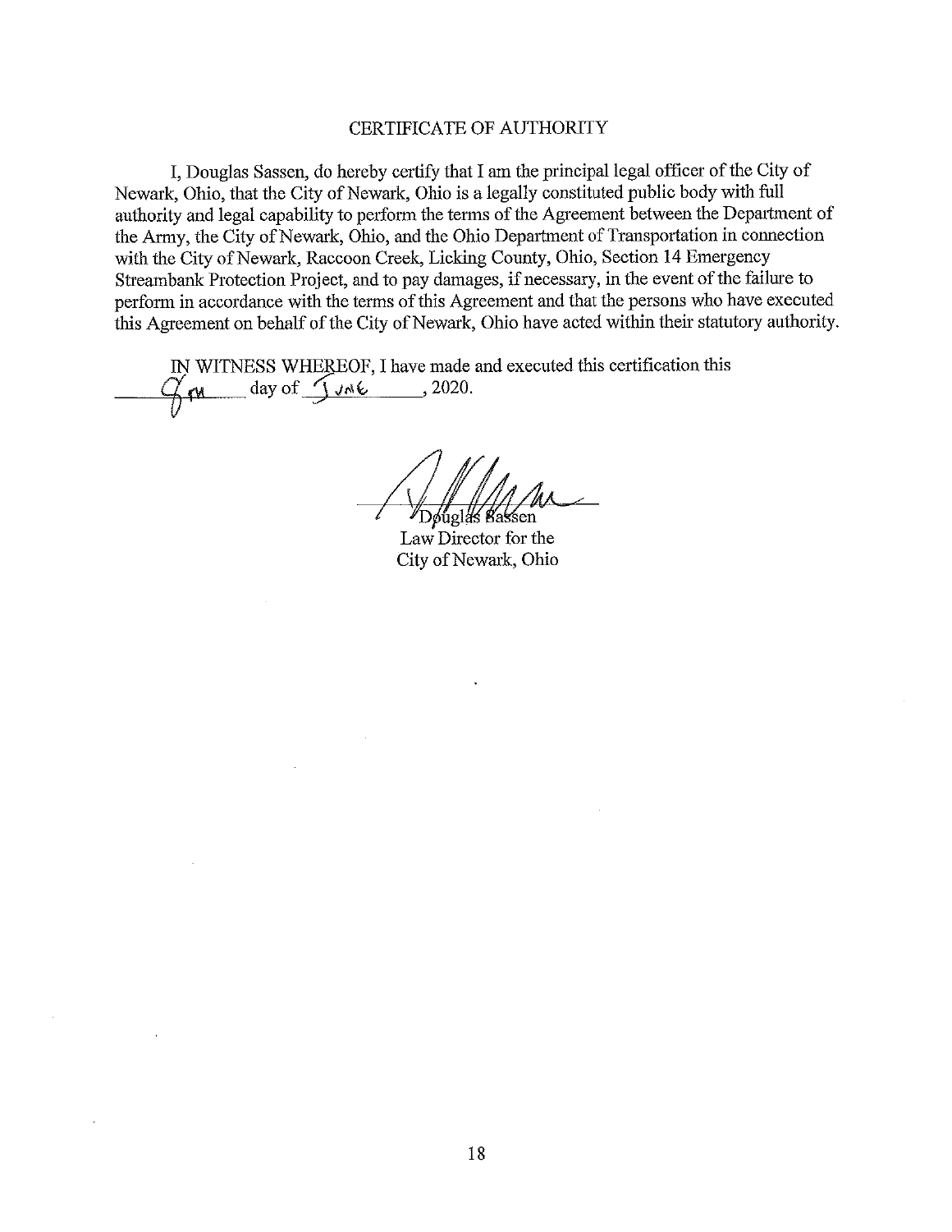## CERTIFICATE OF AUTHORITY

I, Douglas Sassen, do hereby certify that I am the principal legal officer of the City of Newark, Ohio, that the City of Newark, Ohio is a legally constituted public body with full authority and legal capability to perform the terms of the Agreement between the Department of the Army, the City of Newark, Ohio, and the Ohio Department of Transportation in connection with the City of Newark, Raccoon Creek, Licking County, Ohio, Section 14 Emergency Streambank Protection Project, and to pay damages, if necessary, in the event of the failure to perform in accordance with the terms of this Agreement and that the persons who have executed this Agreement on behalf of the City of Newark, Ohio have acted within their statutory authority.

IN WITNESS WHEREOF, I have made and executed this certification this 9th day of June, 2020.

Douglas Sassen
Law Director for the
City of Newark, Ohio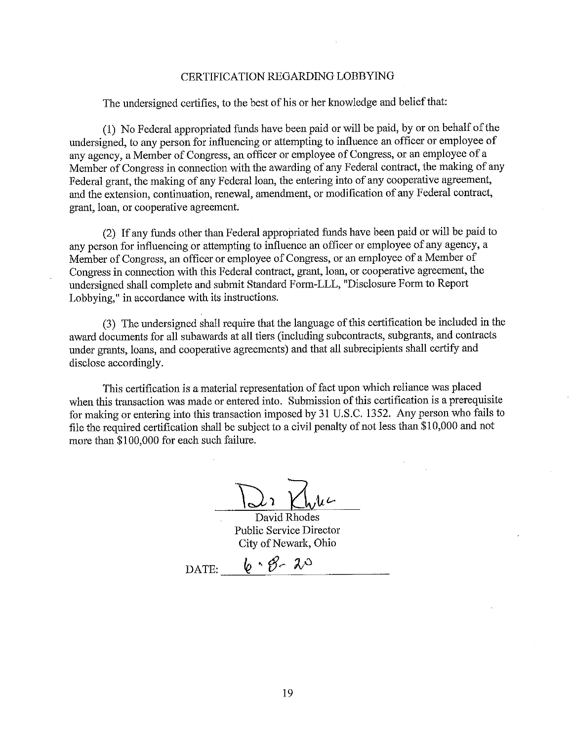## CERTIFICATION REGARDING LOBBYING

The undersigned certifies, to the best of his or her knowledge and belief that:

(1) No Federal appropriated funds have been paid or will be paid, by or on behalf of the undersigned, to any person for influencing or attempting to influence an officer or employee of any agency, a Member of Congress, an officer or employee of Congress, or an employee of a Member of Congress in connection with the awarding of any Federal contract, the making of any Federal grant, the making of any Federal loan, the entering into of any cooperative agreement, and the extension, continuation, renewal, amendment, or modification of any Federal contract, grant, loan, or cooperative agreement.

(2) If any funds other than Federal appropriated funds have been paid or will be paid to any person for influencing or attempting to influence an officer or employee of any agency, a Member of Congress, an officer or employee of Congress, or an employee of a Member of Congress in connection with this Federal contract, grant, loan, or cooperative agreement, the undersigned shall complete and submit Standard Form-LLL, "Disclosure Form to Report Lobbying," in accordance with its instructions.

(3) The undersigned shall require that the language of this certification be included in the award documents for all subawards at all tiers (including subcontracts, subgrants, and contracts under grants, loans, and cooperative agreements) and that all subrecipients shall certify and disclose accordingly.

This certification is a material representation of fact upon which reliance was placed when this transaction was made or entered into. Submission of this certification is a prerequisite for making or entering into this transaction imposed by 31 U.S.C. 1352. Any person who fails to file the required certification shall be subject to a civil penalty of not less than $10,000 and not more than $100,000 for each such failure.

David Rhodes
Public Service Director
City of Newark, Ohio

DATE: 6-8-20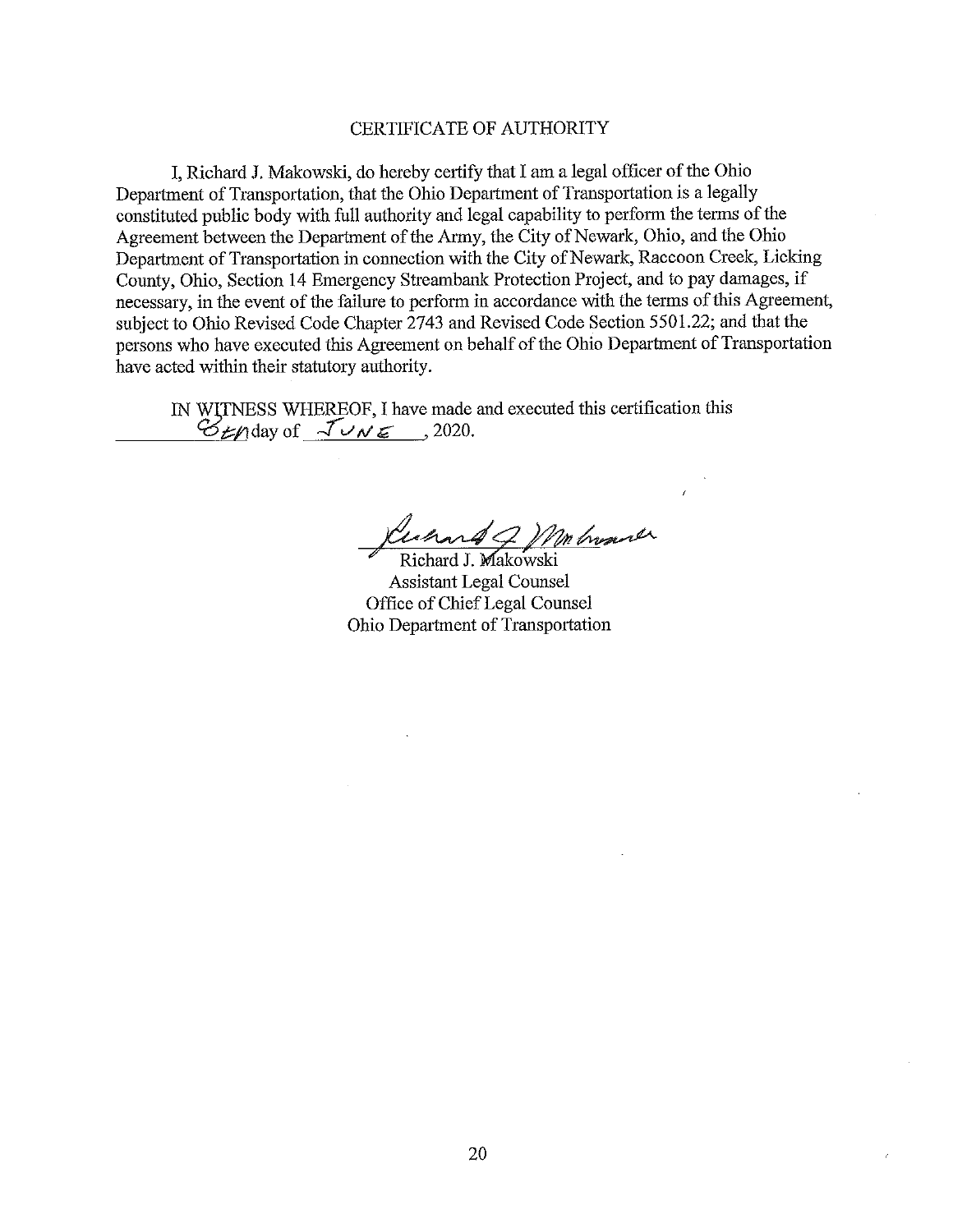# CERTIFICATE OF AUTHORITY

I, Richard J. Makowski, do hereby certify that I am a legal officer of the Ohio Department of Transportation, that the Ohio Department of Transportation is a legally constituted public body with full authority and legal capability to perform the terms of the Agreement between the Department of the Army, the City of Newark, Ohio, and the Ohio Department of Transportation in connection with the City of Newark, Raccoon Creek, Licking County, Ohio, Section 14 Emergency Streambank Protection Project, and to pay damages, if necessary, in the event of the failure to perform in accordance with the terms of this Agreement, subject to Ohio Revised Code Chapter 2743 and Revised Code Section 5501.22; and that the persons who have executed this Agreement on behalf of the Ohio Department of Transportation have acted within their statutory authority.

IN WITNESS WHEREOF, I have made and executed this certification this 8th day of JUNE, 2020.

Richard J. Makowski
Assistant Legal Counsel
Office of Chief Legal Counsel
Ohio Department of Transportation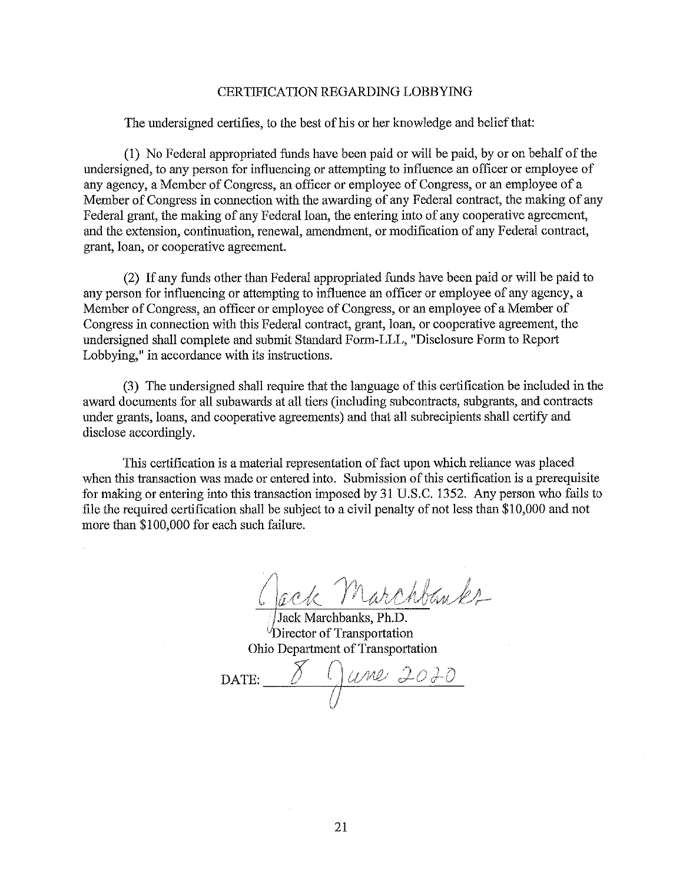# CERTIFICATION REGARDING LOBBYING

The undersigned certifies, to the best of his or her knowledge and belief that:

(1) No Federal appropriated funds have been paid or will be paid, by or on behalf of the undersigned, to any person for influencing or attempting to influence an officer or employee of any agency, a Member of Congress, an officer or employee of Congress, or an employee of a Member of Congress in connection with the awarding of any Federal contract, the making of any Federal grant, the making of any Federal loan, the entering into of any cooperative agreement, and the extension, continuation, renewal, amendment, or modification of any Federal contract, grant, loan, or cooperative agreement.

(2) If any funds other than Federal appropriated funds have been paid or will be paid to any person for influencing or attempting to influence an officer or employee of any agency, a Member of Congress, an officer or employee of Congress, or an employee of a Member of Congress in connection with this Federal contract, grant, loan, or cooperative agreement, the undersigned shall complete and submit Standard Form-LLL, "Disclosure Form to Report Lobbying," in accordance with its instructions.

(3) The undersigned shall require that the language of this certification be included in the award documents for all subawards at all tiers (including subcontracts, subgrants, and contracts under grants, loans, and cooperative agreements) and that all subrecipients shall certify and disclose accordingly.

This certification is a material representation of fact upon which reliance was placed when this transaction was made or entered into. Submission of this certification is a prerequisite for making or entering into this transaction imposed by 31 U.S.C. 1352. Any person who fails to file the required certification shall be subject to a civil penalty of not less than $10,000 and not more than $100,000 for each such failure.

Jack Marchbanks

Jack Marchbanks, Ph.D.
Director of Transportation
Ohio Department of Transportation

DATE: 8 June 2020